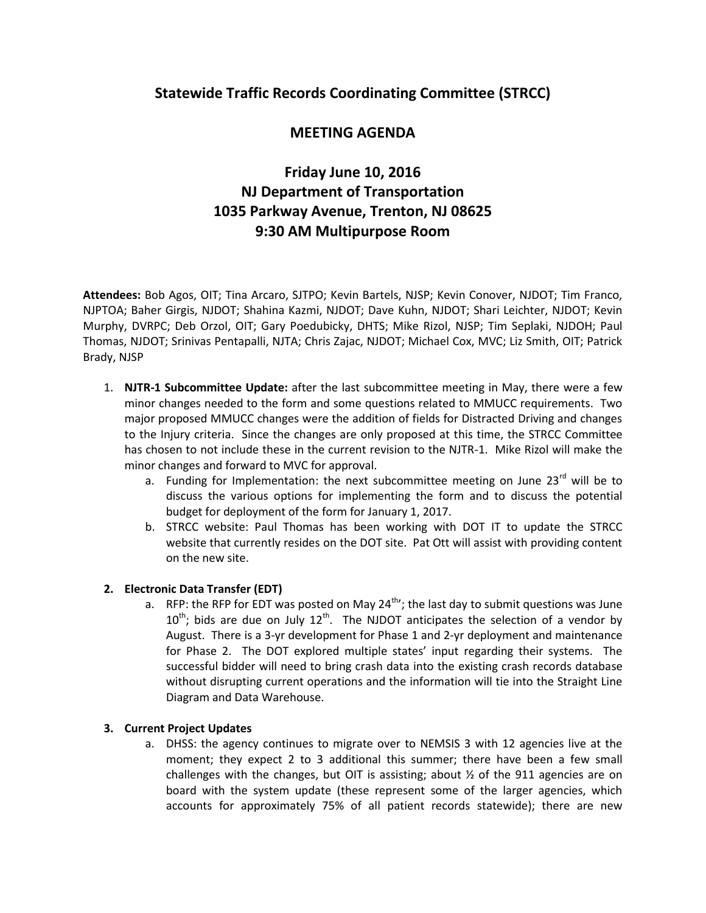## Statewide Traffic Records Coordinating Committee (STRCC)

## MEETING AGENDA

### Friday June 10, 2016
### NJ Department of Transportation
### 1035 Parkway Avenue, Trenton, NJ 08625
### 9:30 AM Multipurpose Room

**Attendees:** Bob Agos, OIT; Tina Arcaro, SJTPO; Kevin Bartels, NJSP; Kevin Conover, NJDOT; Tim Franco, NJPTOA; Baher Girgis, NJDOT; Shahina Kazmi, NJDOT; Dave Kuhn, NJDOT; Shari Leichter, NJDOT; Kevin Murphy, DVRPC; Deb Orzol, OIT; Gary Poedubicky, DHTS; Mike Rizol, NJSP; Tim Seplaki, NJDOH; Paul Thomas, NJDOT; Srinivas Pentapalli, NJTA; Chris Zajac, NJDOT; Michael Cox, MVC; Liz Smith, OIT; Patrick Brady, NJSP

1. **NJTR-1 Subcommittee Update:** after the last subcommittee meeting in May, there were a few minor changes needed to the form and some questions related to MMUCC requirements. Two major proposed MMUCC changes were the addition of fields for Distracted Driving and changes to the Injury criteria. Since the changes are only proposed at this time, the STRCC Committee has chosen to not include these in the current revision to the NJTR-1. Mike Rizol will make the minor changes and forward to MVC for approval.
   a. Funding for Implementation: the next subcommittee meeting on June 23rd will be to discuss the various options for implementing the form and to discuss the potential budget for deployment of the form for January 1, 2017.
   b. STRCC website: Paul Thomas has been working with DOT IT to update the STRCC website that currently resides on the DOT site. Pat Ott will assist with providing content on the new site.

2. **Electronic Data Transfer (EDT)**
   a. RFP: the RFP for EDT was posted on May 24th'; the last day to submit questions was June 10th; bids are due on July 12th. The NJDOT anticipates the selection of a vendor by August. There is a 3-yr development for Phase 1 and 2-yr deployment and maintenance for Phase 2. The DOT explored multiple states' input regarding their systems. The successful bidder will need to bring crash data into the existing crash records database without disrupting current operations and the information will tie into the Straight Line Diagram and Data Warehouse.

3. **Current Project Updates**
   a. DHSS: the agency continues to migrate over to NEMSIS 3 with 12 agencies live at the moment; they expect 2 to 3 additional this summer; there have been a few small challenges with the changes, but OIT is assisting; about ½ of the 911 agencies are on board with the system update (these represent some of the larger agencies, which accounts for approximately 75% of all patient records statewide); there are new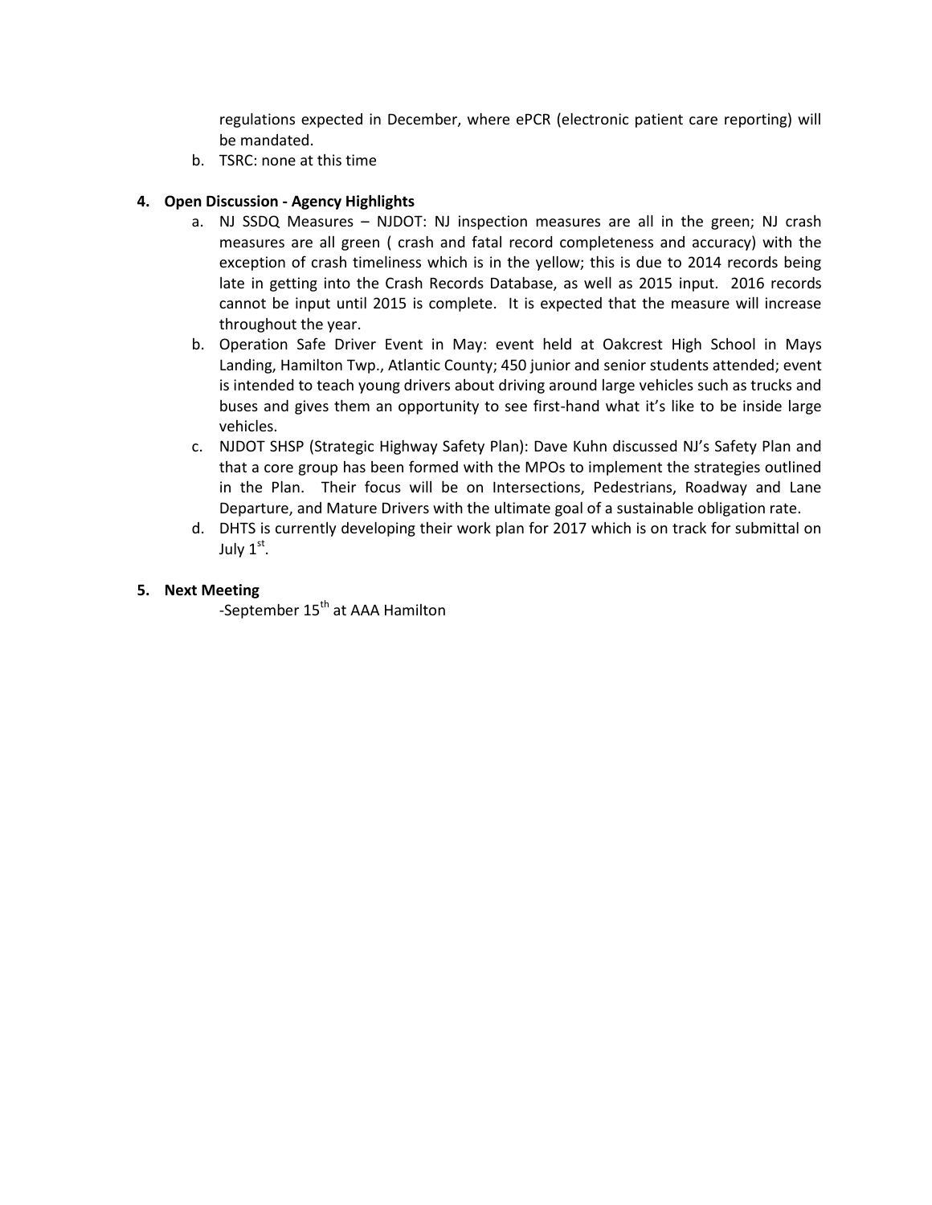regulations expected in December, where ePCR (electronic patient care reporting) will be mandated.

b. TSRC: none at this time

**4. Open Discussion - Agency Highlights**

a. NJ SSDQ Measures – NJDOT: NJ inspection measures are all in the green; NJ crash measures are all green ( crash and fatal record completeness and accuracy) with the exception of crash timeliness which is in the yellow; this is due to 2014 records being late in getting into the Crash Records Database, as well as 2015 input. 2016 records cannot be input until 2015 is complete. It is expected that the measure will increase throughout the year.

b. Operation Safe Driver Event in May: event held at Oakcrest High School in Mays Landing, Hamilton Twp., Atlantic County; 450 junior and senior students attended; event is intended to teach young drivers about driving around large vehicles such as trucks and buses and gives them an opportunity to see first-hand what it's like to be inside large vehicles.

c. NJDOT SHSP (Strategic Highway Safety Plan): Dave Kuhn discussed NJ's Safety Plan and that a core group has been formed with the MPOs to implement the strategies outlined in the Plan. Their focus will be on Intersections, Pedestrians, Roadway and Lane Departure, and Mature Drivers with the ultimate goal of a sustainable obligation rate.

d. DHTS is currently developing their work plan for 2017 which is on track for submittal on July 1st.

**5. Next Meeting**

-September 15th at AAA Hamilton